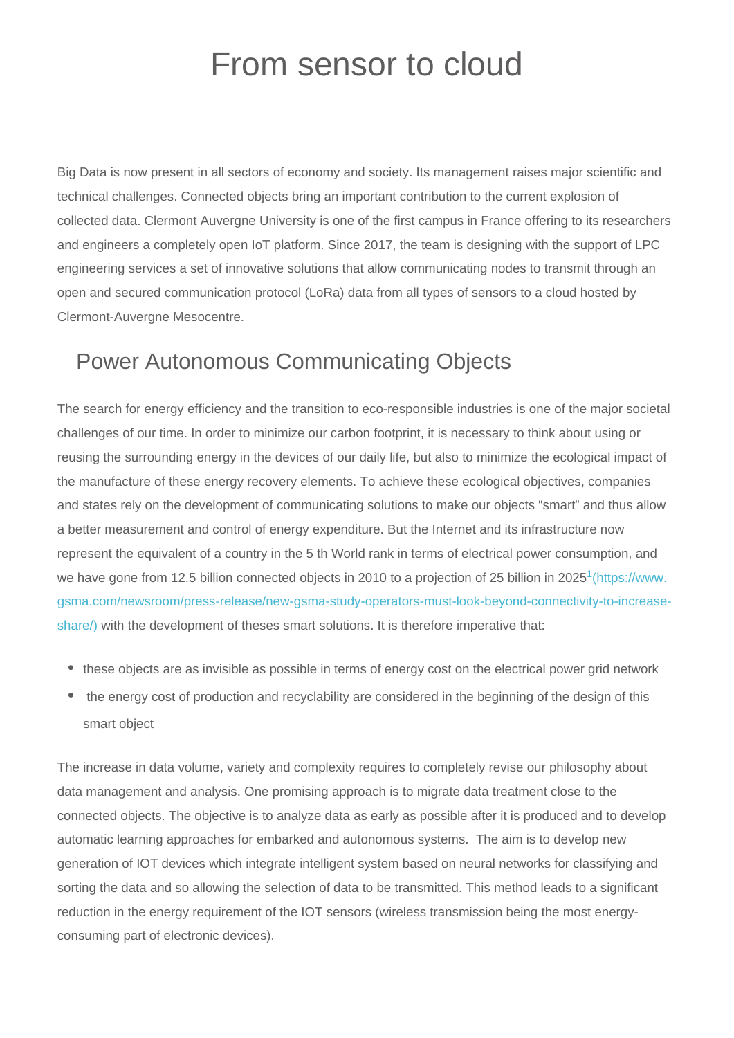# From sensor to cloud

Big Data is now present in all sectors of economy and society. Its management raises major scientific and technical challenges. Connected objects bring an important contribution to the current explosion of collected data. Clermont Auvergne University is one of the first campus in France offering to its researchers and engineers a completely open IoT platform. Since 2017, the team is designing with the support of LPC engineering services a set of innovative solutions that allow communicating nodes to transmit through an open and secured communication protocol (LoRa) data from all types of sensors to a cloud hosted by Clermont-Auvergne Mesocentre.

## Power Autonomous Communicating Objects

The search for energy efficiency and the transition to eco-responsible industries is one of the major societal challenges of our time. In order to minimize our carbon footprint, it is necessary to think about using or reusing the surrounding energy in the devices of our daily life, but also to minimize the ecological impact of the manufacture of these energy recovery elements. To achieve these ecological objectives, companies and states rely on the development of communicating solutions to make our objects "smart" and thus allow a better measurement and control of energy expenditure. But the Internet and its infrastructure now represent the equivalent of a country in the 5 th World rank in terms of electrical power consumption, and we have gone from 12.5 billion connected objects in 2010 to a projection of 25 billion in 2025[1](https://www.gsma.com/newsroom/press-release/new-gsma-study-operators-must-look-beyond-connectivity-to-increase-share/) with the development of theses smart solutions. It is therefore imperative that:

- these objects are as invisible as possible in terms of energy cost on the electrical power grid network
- the energy cost of production and recyclability are considered in the beginning of the design of this smart object

The increase in data volume, variety and complexity requires to completely revise our philosophy about data management and analysis. One promising approach is to migrate data treatment close to the connected objects. The objective is to analyze data as early as possible after it is produced and to develop automatic learning approaches for embarked and autonomous systems. The aim is to develop new generation of IOT devices which integrate intelligent system based on neural networks for classifying and sorting the data and so allowing the selection of data to be transmitted. This method leads to a significant reduction in the energy requirement of the IOT sensors (wireless transmission being the most energy-consuming part of electronic devices).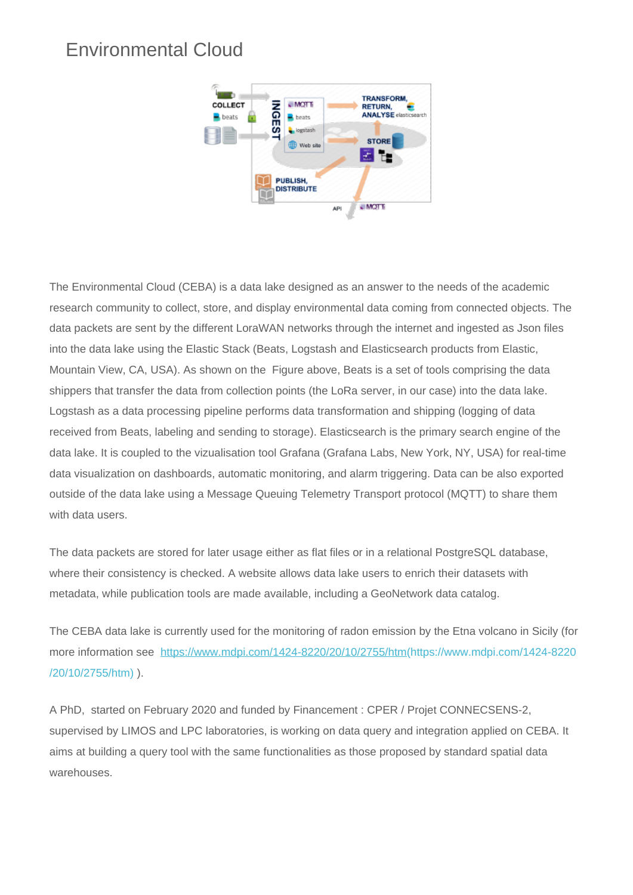# Environmental Cloud

The Environmental Cloud (CEBA) is a data lake designed as an answer to the needs of the academic research community to collect, store, and display environmental data coming from connected objects. The data packets are sent by the different LoraWAN networks through the internet and ingested as Json files into the data lake using the Elastic Stack (Beats, Logstash and Elasticsearch products from Elastic, Mountain View, CA, USA). As shown on the Figure above, Beats is a set of tools comprising the data shippers that transfer the data from collection points (the LoRa server, in our case) into the data lake. Logstash as a data processing pipeline performs data transformation and shipping (logging of data received from Beats, labeling and sending to storage). Elasticsearch is the primary search engine of the data lake. It is coupled to the vizualisation tool Grafana (Grafana Labs, New York, NY, USA) for real-time data visualization on dashboards, automatic monitoring, and alarm triggering. Data can be also exported outside of the data lake using a Message Queuing Telemetry Transport protocol (MQTT) to share them with data users.

The data packets are stored for later usage either as flat files or in a relational PostgreSQL database, where their consistency is checked. A website allows data lake users to enrich their datasets with metadata, while publication tools are made available, including a GeoNetwork data catalog.

The CEBA data lake is currently used for the monitoring of radon emission by the Etna volcano in Sicily (for more information see [https://www.mdpi.com/1424-8220/20/10/2755/htm(https://www.mdpi.com/1424-8220/20/10/2755/htm)](https://www.mdpi.com/1424-8220/20/10/2755/htm) ).

A PhD, started on February 2020 and funded by Financement : CPER / Projet CONNECSENS-2, supervised by LIMOS and LPC laboratories, is working on data query and integration applied on CEBA. It aims at building a query tool with the same functionalities as those proposed by standard spatial data warehouses.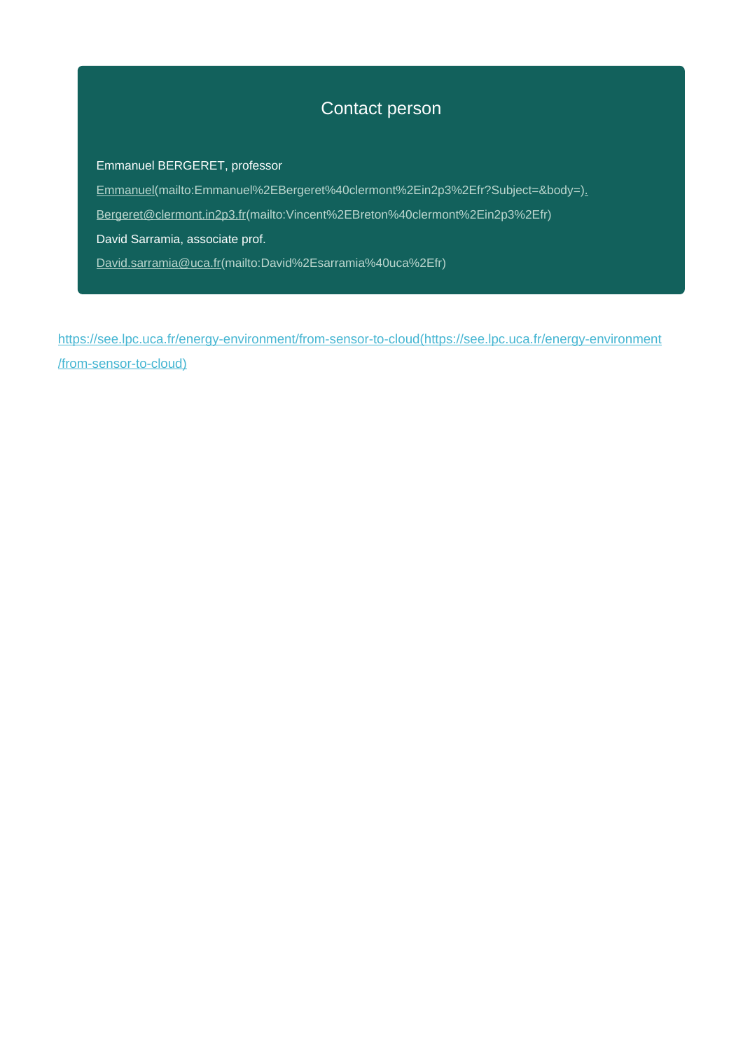## Contact person

Emmanuel BERGERET, professor

Emmanuel(mailto:Emmanuel%2EBergeret%40clermont%2Ein2p3%2Efr?Subject=&body=).

Bergeret@clermont.in2p3.fr(mailto:Vincent%2EBreton%40clermont%2Ein2p3%2Efr)

David Sarramia, associate prof.

David.sarramia@uca.fr(mailto:David%2Esarramia%40uca%2Efr)

https://see.lpc.uca.fr/energy-environment/from-sensor-to-cloud(https://see.lpc.uca.fr/energy-environment/from-sensor-to-cloud)